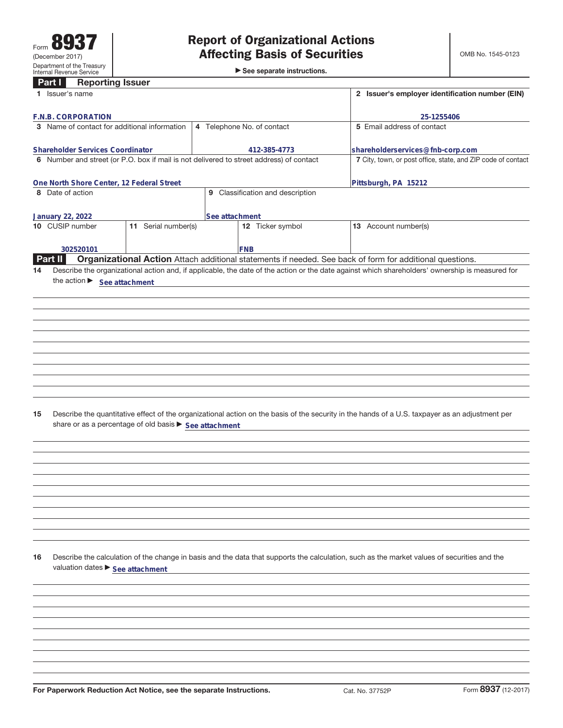Form **8937**
(December 2017)
Department of the Treasury
Internal Revenue Service

# Report of Organizational Actions Affecting Basis of Securities

▶ See separate instructions.

OMB No. 1545-0123

## Part I Reporting Issuer

| | | | |
|---|---|---|---|
| **1** Issuer's name<br>F.N.B. CORPORATION | | | **2** Issuer's employer identification number (EIN)<br>25-1255406 |
| **3** Name of contact for additional information<br>Shareholder Services Coordinator | **4** Telephone No. of contact<br>412-385-4773 | | **5** Email address of contact<br>shareholderservices@fnb-corp.com |
| **6** Number and street (or P.O. box if mail is not delivered to street address) of contact<br>One North Shore Center, 12 Federal Street | | | **7** City, town, or post office, state, and ZIP code of contact<br>Pittsburgh, PA 15212 |
| **8** Date of action<br>January 22, 2022 | **9** Classification and description<br>See attachment | | |
| **10** CUSIP number<br>302520101 | **11** Serial number(s) | **12** Ticker symbol<br>FNB | **13** Account number(s) |

## Part II Organizational Action

Attach additional statements if needed. See back of form for additional questions.

**14** Describe the organizational action and, if applicable, the date of the action or the date against which shareholders' ownership is measured for the action ▶ See attachment

**15** Describe the quantitative effect of the organizational action on the basis of the security in the hands of a U.S. taxpayer as an adjustment per share or as a percentage of old basis ▶ See attachment

**16** Describe the calculation of the change in basis and the data that supports the calculation, such as the market values of securities and the valuation dates ▶ See attachment

For Paperwork Reduction Act Notice, see the separate Instructions. Cat. No. 37752P Form **8937** (12-2017)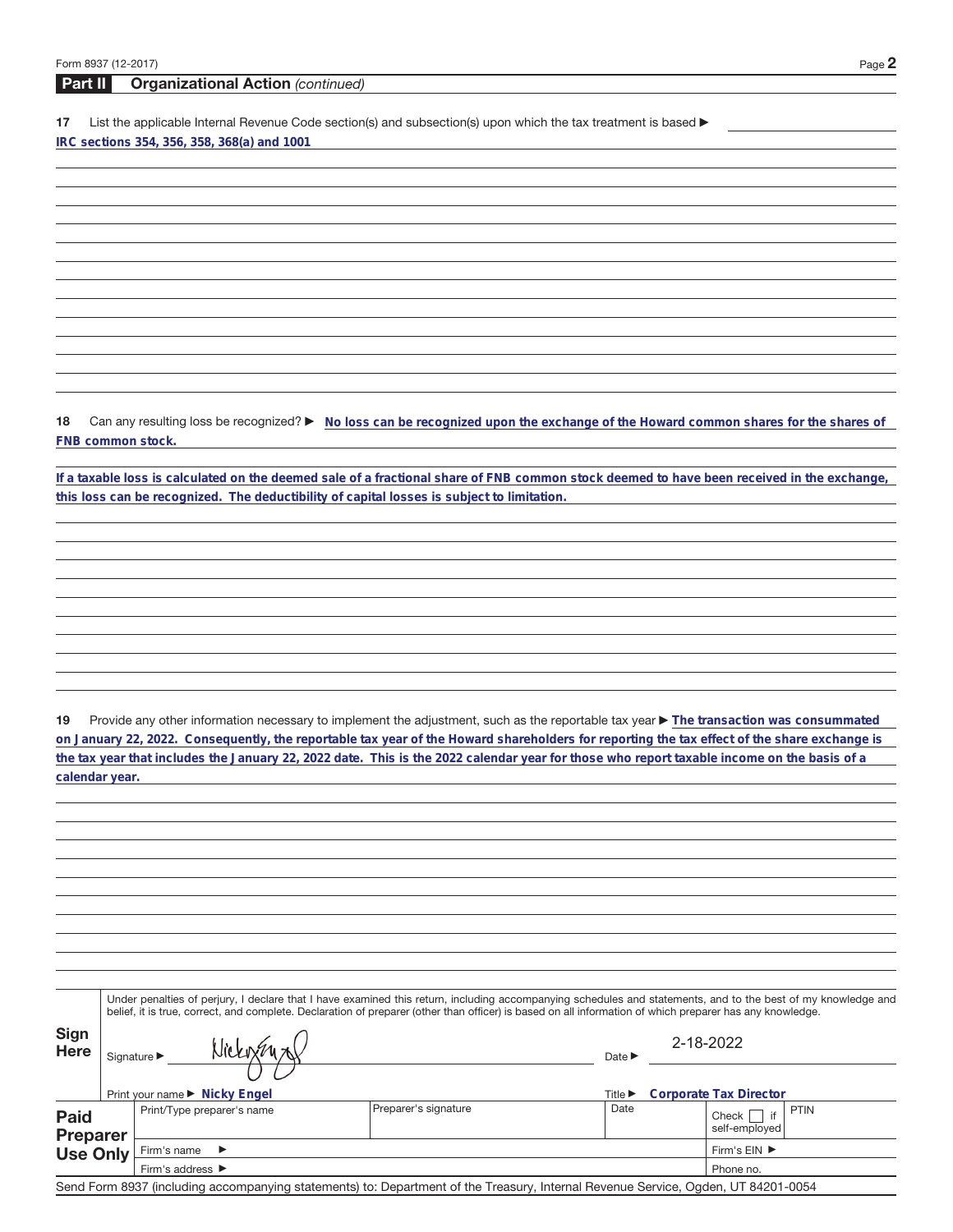## Part II Organizational Action *(continued)*

**17** List the applicable Internal Revenue Code section(s) and subsection(s) upon which the tax treatment is based ▶

IRC sections 354, 356, 358, 368(a) and 1001

**18** Can any resulting loss be recognized? ▶ No loss can be recognized upon the exchange of the Howard common shares for the shares of FNB common stock.

If a taxable loss is calculated on the deemed sale of a fractional share of FNB common stock deemed to have been received in the exchange, this loss can be recognized. The deductibility of capital losses is subject to limitation.

**19** Provide any other information necessary to implement the adjustment, such as the reportable tax year ▶ The transaction was consummated on January 22, 2022. Consequently, the reportable tax year of the Howard shareholders for reporting the tax effect of the share exchange is the tax year that includes the January 22, 2022 date. This is the 2022 calendar year for those who report taxable income on the basis of a calendar year.

**Sign Here**

Under penalties of perjury, I declare that I have examined this return, including accompanying schedules and statements, and to the best of my knowledge and belief, it is true, correct, and complete. Declaration of preparer (other than officer) is based on all information of which preparer has any knowledge.

Signature ▶ Nicky Engel    Date ▶ 2-18-2022

Print your name ▶ Nicky Engel    Title ▶ Corporate Tax Director

| **Paid Preparer Use Only** | Print/Type preparer's name | Preparer's signature | Date | Check ☐ if self-employed | PTIN |
|---|---|---|---|---|---|
| | Firm's name ▶ | | | Firm's EIN ▶ | |
| | Firm's address ▶ | | | Phone no. | |

Send Form 8937 (including accompanying statements) to: Department of the Treasury, Internal Revenue Service, Ogden, UT 84201-0054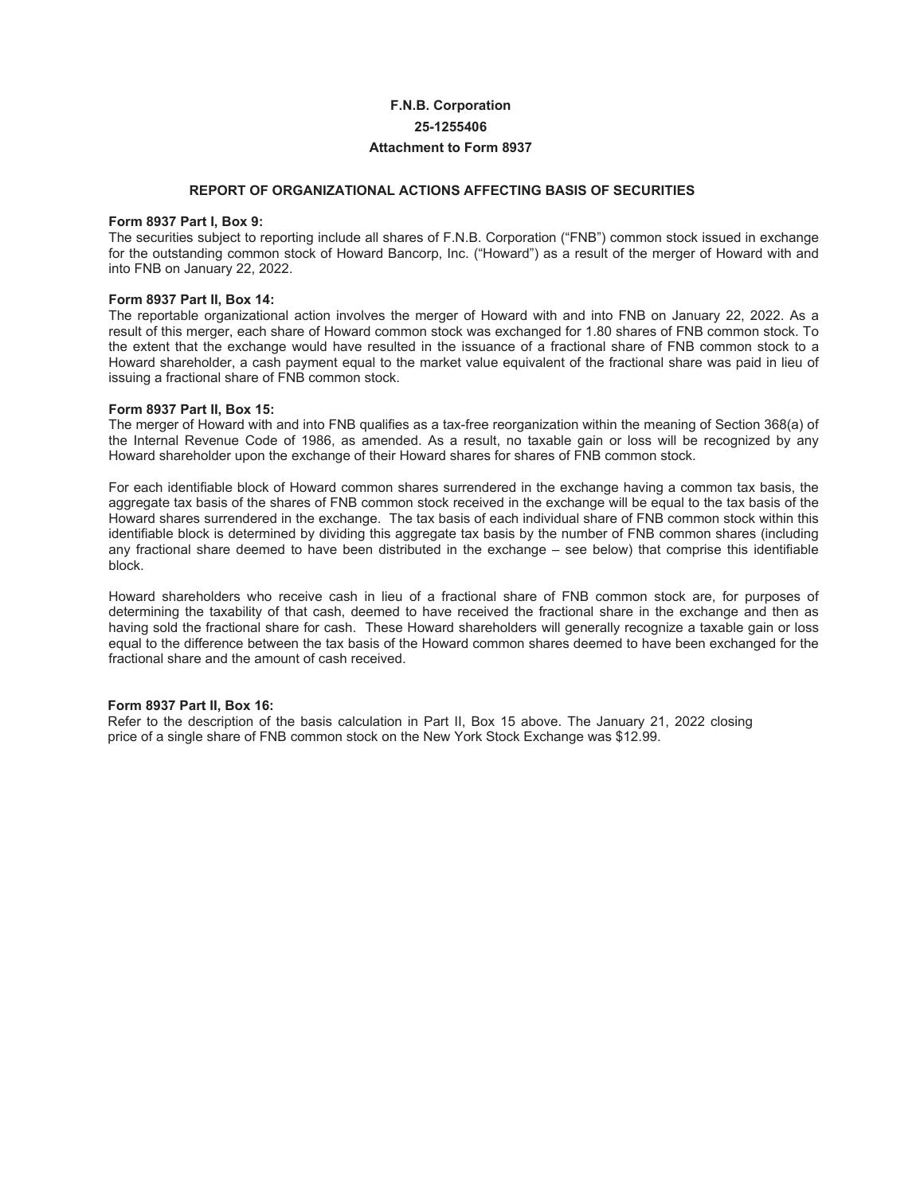**F.N.B. Corporation**

**25-1255406**

**Attachment to Form 8937**

## REPORT OF ORGANIZATIONAL ACTIONS AFFECTING BASIS OF SECURITIES

**Form 8937 Part I, Box 9:**

The securities subject to reporting include all shares of F.N.B. Corporation ("FNB") common stock issued in exchange for the outstanding common stock of Howard Bancorp, Inc. ("Howard") as a result of the merger of Howard with and into FNB on January 22, 2022.

**Form 8937 Part II, Box 14:**

The reportable organizational action involves the merger of Howard with and into FNB on January 22, 2022. As a result of this merger, each share of Howard common stock was exchanged for 1.80 shares of FNB common stock. To the extent that the exchange would have resulted in the issuance of a fractional share of FNB common stock to a Howard shareholder, a cash payment equal to the market value equivalent of the fractional share was paid in lieu of issuing a fractional share of FNB common stock.

**Form 8937 Part II, Box 15:**

The merger of Howard with and into FNB qualifies as a tax-free reorganization within the meaning of Section 368(a) of the Internal Revenue Code of 1986, as amended. As a result, no taxable gain or loss will be recognized by any Howard shareholder upon the exchange of their Howard shares for shares of FNB common stock.

For each identifiable block of Howard common shares surrendered in the exchange having a common tax basis, the aggregate tax basis of the shares of FNB common stock received in the exchange will be equal to the tax basis of the Howard shares surrendered in the exchange. The tax basis of each individual share of FNB common stock within this identifiable block is determined by dividing this aggregate tax basis by the number of FNB common shares (including any fractional share deemed to have been distributed in the exchange – see below) that comprise this identifiable block.

Howard shareholders who receive cash in lieu of a fractional share of FNB common stock are, for purposes of determining the taxability of that cash, deemed to have received the fractional share in the exchange and then as having sold the fractional share for cash. These Howard shareholders will generally recognize a taxable gain or loss equal to the difference between the tax basis of the Howard common shares deemed to have been exchanged for the fractional share and the amount of cash received.

**Form 8937 Part II, Box 16:**

Refer to the description of the basis calculation in Part II, Box 15 above. The January 21, 2022 closing price of a single share of FNB common stock on the New York Stock Exchange was $12.99.